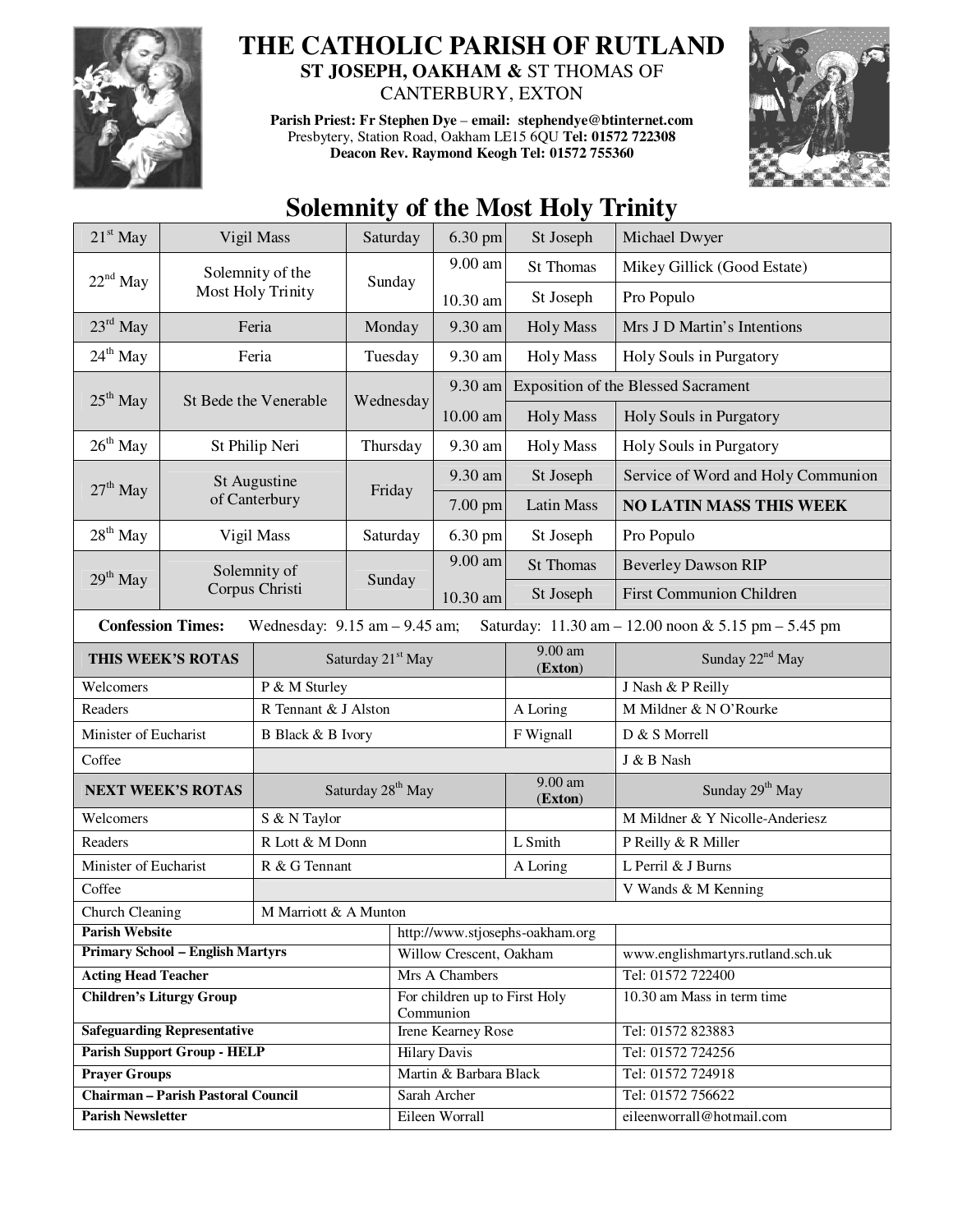# THE CATHOLIC PARISH OF RUTLAND

**ST JOSEPH, OAKHAM &** ST THOMAS OF CANTERBURY, EXTON

**Parish Priest: Fr Stephen Dye – email: stephendye@btinternet.com**
Presbytery, Station Road, Oakham LE15 6QU **Tel: 01572 722308**
**Deacon Rev. Raymond Keogh Tel: 01572 755360**

## Solemnity of the Most Holy Trinity

| Date | Feast | Day | Time | Place/Service | Intention |
|---|---|---|---|---|---|
| 21st May | Vigil Mass | Saturday | 6.30 pm | St Joseph | Michael Dwyer |
| 22nd May | Solemnity of the Most Holy Trinity | Sunday | 9.00 am | St Thomas | Mikey Gillick (Good Estate) |
| | | | 10.30 am | St Joseph | Pro Populo |
| 23rd May | Feria | Monday | 9.30 am | Holy Mass | Mrs J D Martin's Intentions |
| 24th May | Feria | Tuesday | 9.30 am | Holy Mass | Holy Souls in Purgatory |
| 25th May | St Bede the Venerable | Wednesday | 9.30 am | Exposition of the Blessed Sacrament | |
| | | | 10.00 am | Holy Mass | Holy Souls in Purgatory |
| 26th May | St Philip Neri | Thursday | 9.30 am | Holy Mass | Holy Souls in Purgatory |
| 27th May | St Augustine of Canterbury | Friday | 9.30 am | St Joseph | Service of Word and Holy Communion |
| | | | 7.00 pm | Latin Mass | **NO LATIN MASS THIS WEEK** |
| 28th May | Vigil Mass | Saturday | 6.30 pm | St Joseph | Pro Populo |
| 29th May | Solemnity of Corpus Christi | Sunday | 9.00 am | St Thomas | Beverley Dawson RIP |
| | | | 10.30 am | St Joseph | First Communion Children |

**Confession Times:** Wednesday: 9.15 am – 9.45 am; Saturday: 11.30 am – 12.00 noon & 5.15 pm – 5.45 pm

| **THIS WEEK'S ROTAS** | Saturday 21st May | 9.00 am (**Exton**) | Sunday 22nd May |
|---|---|---|---|
| Welcomers | P & M Sturley | | J Nash & P Reilly |
| Readers | R Tennant & J Alston | A Loring | M Mildner & N O'Rourke |
| Minister of Eucharist | B Black & B Ivory | F Wignall | D & S Morrell |
| Coffee | | | J & B Nash |
| **NEXT WEEK'S ROTAS** | Saturday 28th May | 9.00 am (**Exton**) | Sunday 29th May |
| Welcomers | S & N Taylor | | M Mildner & Y Nicolle-Anderiesz |
| Readers | R Lott & M Donn | L Smith | P Reilly & R Miller |
| Minister of Eucharist | R & G Tennant | A Loring | L Perril & J Burns |
| Coffee | | | V Wands & M Kenning |
| Church Cleaning | M Marriott & A Munton | | |

| | | |
|---|---|---|
| **Parish Website** | http://www.stjosephs-oakham.org | |
| **Primary School – English Martyrs** | Willow Crescent, Oakham | www.englishmartyrs.rutland.sch.uk |
| **Acting Head Teacher** | Mrs A Chambers | Tel: 01572 722400 |
| **Children's Liturgy Group** | For children up to First Holy Communion | 10.30 am Mass in term time |
| **Safeguarding Representative** | Irene Kearney Rose | Tel: 01572 823883 |
| **Parish Support Group - HELP** | Hilary Davis | Tel: 01572 724256 |
| **Prayer Groups** | Martin & Barbara Black | Tel: 01572 724918 |
| **Chairman – Parish Pastoral Council** | Sarah Archer | Tel: 01572 756622 |
| **Parish Newsletter** | Eileen Worrall | eileenworrall@hotmail.com |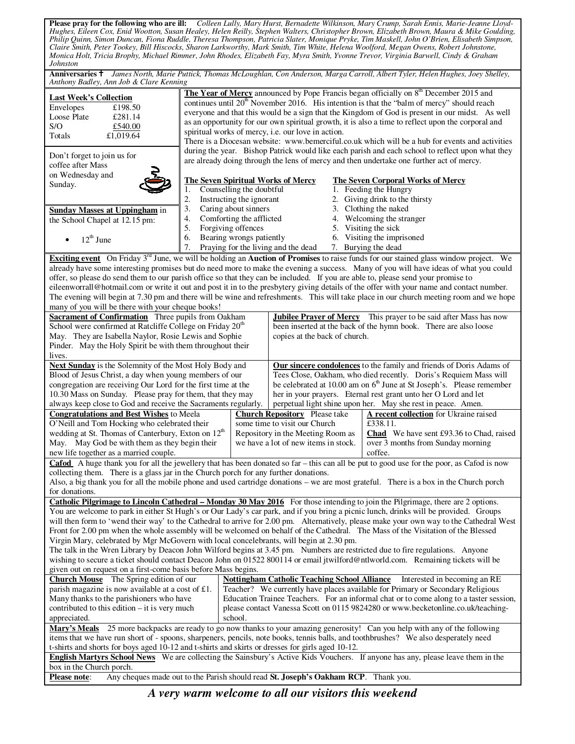**Please pray for the following who are ill:** *Colleen Lully, Mary Hurst, Bernadette Wilkinson, Mary Crump, Sarah Ennis, Marie-Jeanne Lloyd-Hughes, Eileen Cox, Enid Wootton, Susan Healey, Helen Reilly, Stephen Walters, Christopher Brown, Elizabeth Brown, Maura & Mike Goulding, Philip Quinn, Simon Duncan, Fiona Ruddle, Theresa Thompson, Patricia Slater, Monique Pryke, Tim Maskell, John O'Brien, Elisabeth Simpson, Claire Smith, Peter Tookey, Bill Hiscocks, Sharon Larkworthy, Mark Smith, Tim White, Helena Woolford, Megan Owens, Robert Johnstone, Monica Holt, Tricia Brophy, Michael Rimmer, John Rhodes, Elizabeth Fay, Myra Smith, Yvonne Trevor, Virginia Barwell, Cindy & Graham Johnston*

**Anniversaries ✝** *James North, Marie Puttick, Thomas McLoughlan, Con Anderson, Marga Carroll, Albert Tyler, Helen Hughes, Joey Shelley, Anthony Badley, Ann Job & Clare Kenning*

**Last Week's Collection**

| | |
|---|---|
| Envelopes | £198.50 |
| Loose Plate | £281.14 |
| S/O | £540.00 |
| Totals | £1,019.64 |

Don't forget to join us for coffee after Mass on Wednesday and Sunday.

**Sunday Masses at Uppingham** in the School Chapel at 12.15 pm:

- 12th June

**The Year of Mercy** announced by Pope Francis began officially on 8th December 2015 and continues until 20th November 2016. His intention is that the "balm of mercy" should reach everyone and that this would be a sign that the Kingdom of God is present in our midst. As well as an opportunity for our own spiritual growth, it is also a time to reflect upon the corporal and spiritual works of mercy, i.e. our love in action.
There is a Diocesan website: www.bemerciful.co.uk which will be a hub for events and activities during the year. Bishop Patrick would like each parish and each school to reflect upon what they are already doing through the lens of mercy and then undertake one further act of mercy.

**The Seven Spiritual Works of Mercy**
1. Counselling the doubtful
2. Instructing the ignorant
3. Caring about sinners
4. Comforting the afflicted
5. Forgiving offences
6. Bearing wrongs patiently
7. Praying for the living and the dead

**The Seven Corporal Works of Mercy**
1. Feeding the Hungry
2. Giving drink to the thirsty
3. Clothing the naked
4. Welcoming the stranger
5. Visiting the sick
6. Visiting the imprisoned
7. Burying the dead

**Exciting event** On Friday 3rd June, we will be holding an **Auction of Promises** to raise funds for our stained glass window project. We already have some interesting promises but do need more to make the evening a success. Many of you will have ideas of what you could offer, so please do send them to our parish office so that they can be included. If you are able to, please send your promise to eileenworrall@hotmail.com or write it out and post it in to the presbytery giving details of the offer with your name and contact number. The evening will begin at 7.30 pm and there will be wine and refreshments. This will take place in our church meeting room and we hope many of you will be there with your cheque books!

**Sacrament of Confirmation** Three pupils from Oakham School were confirmed at Ratcliffe College on Friday 20th May. They are Isabella Naylor, Rosie Lewis and Sophie Pinder. May the Holy Spirit be with them throughout their lives.

**Jubilee Prayer of Mercy** This prayer to be said after Mass has now been inserted at the back of the hymn book. There are also loose copies at the back of church.

**Next Sunday** is the Solemnity of the Most Holy Body and Blood of Jesus Christ, a day when young members of our congregation are receiving Our Lord for the first time at the 10.30 Mass on Sunday. Please pray for them, that they may always keep close to God and receive the Sacraments regularly.

**Our sincere condolences** to the family and friends of Doris Adams of Tees Close, Oakham, who died recently. Doris's Requiem Mass will be celebrated at 10.00 am on 6th June at St Joseph's. Please remember her in your prayers. Eternal rest grant unto her O Lord and let perpetual light shine upon her. May she rest in peace. Amen.

**Congratulations and Best Wishes** to Meela O'Neill and Tom Hocking who celebrated their wedding at St. Thomas of Canterbury, Exton on 12th May. May God be with them as they begin their new life together as a married couple.

**Church Repository** Please take some time to visit our Church Repository in the Meeting Room as we have a lot of new items in stock.

**A recent collection** for Ukraine raised £338.11.

**Chad** We have sent £93.36 to Chad, raised over 3 months from Sunday morning coffee.

**Cafod** A huge thank you for all the jewellery that has been donated so far – this can all be put to good use for the poor, as Cafod is now collecting them. There is a glass jar in the Church porch for any further donations.
Also, a big thank you for all the mobile phone and used cartridge donations – we are most grateful. There is a box in the Church porch for donations.

**Catholic Pilgrimage to Lincoln Cathedral – Monday 30 May 2016** For those intending to join the Pilgrimage, there are 2 options. You are welcome to park in either St Hugh's or Our Lady's car park, and if you bring a picnic lunch, drinks will be provided. Groups will then form to 'wend their way' to the Cathedral to arrive for 2.00 pm. Alternatively, please make your own way to the Cathedral West Front for 2.00 pm when the whole assembly will be welcomed on behalf of the Cathedral. The Mass of the Visitation of the Blessed Virgin Mary, celebrated by Mgr McGovern with local concelebrants, will begin at 2.30 pm.
The talk in the Wren Library by Deacon John Wilford begins at 3.45 pm. Numbers are restricted due to fire regulations. Anyone wishing to secure a ticket should contact Deacon John on 01522 800114 or email jtwilford@ntlworld.com. Remaining tickets will be given out on request on a first-come basis before Mass begins.

**Church Mouse** The Spring edition of our parish magazine is now available at a cost of £1. Many thanks to the parishioners who have contributed to this edition – it is very much appreciated.

**Nottingham Catholic Teaching School Alliance** Interested in becoming an RE Teacher? We currently have places available for Primary or Secondary Religious Education Trainee Teachers. For an informal chat or to come along to a taster session, please contact Vanessa Scott on 0115 9824280 or www.becketonline.co.uk/teaching-school.

**Mary's Meals** 25 more backpacks are ready to go now thanks to your amazing generosity! Can you help with any of the following items that we have run short of - spoons, sharpeners, pencils, note books, tennis balls, and toothbrushes? We also desperately need t-shirts and shorts for boys aged 10-12 and t-shirts and skirts or dresses for girls aged 10-12.

**English Martyrs School News** We are collecting the Sainsbury's Active Kids Vouchers. If anyone has any, please leave them in the box in the Church porch.

**Please note**: Any cheques made out to the Parish should read **St. Joseph's Oakham RCP**. Thank you.

***A very warm welcome to all our visitors this weekend***